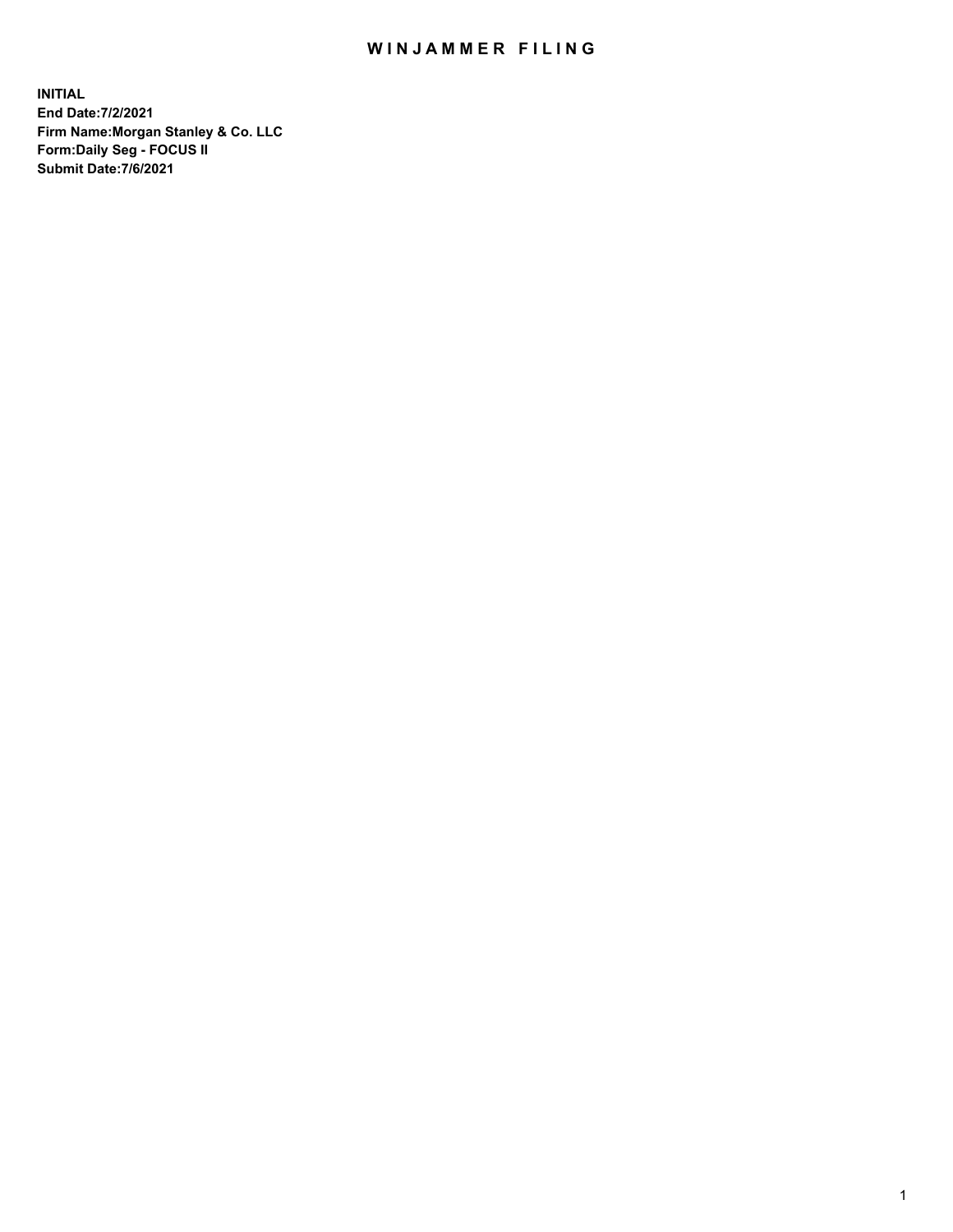# WINJAMMER FILING

**INITIAL**
**End Date:7/2/2021**
**Firm Name:Morgan Stanley & Co. LLC**
**Form:Daily Seg - FOCUS II**
**Submit Date:7/6/2021**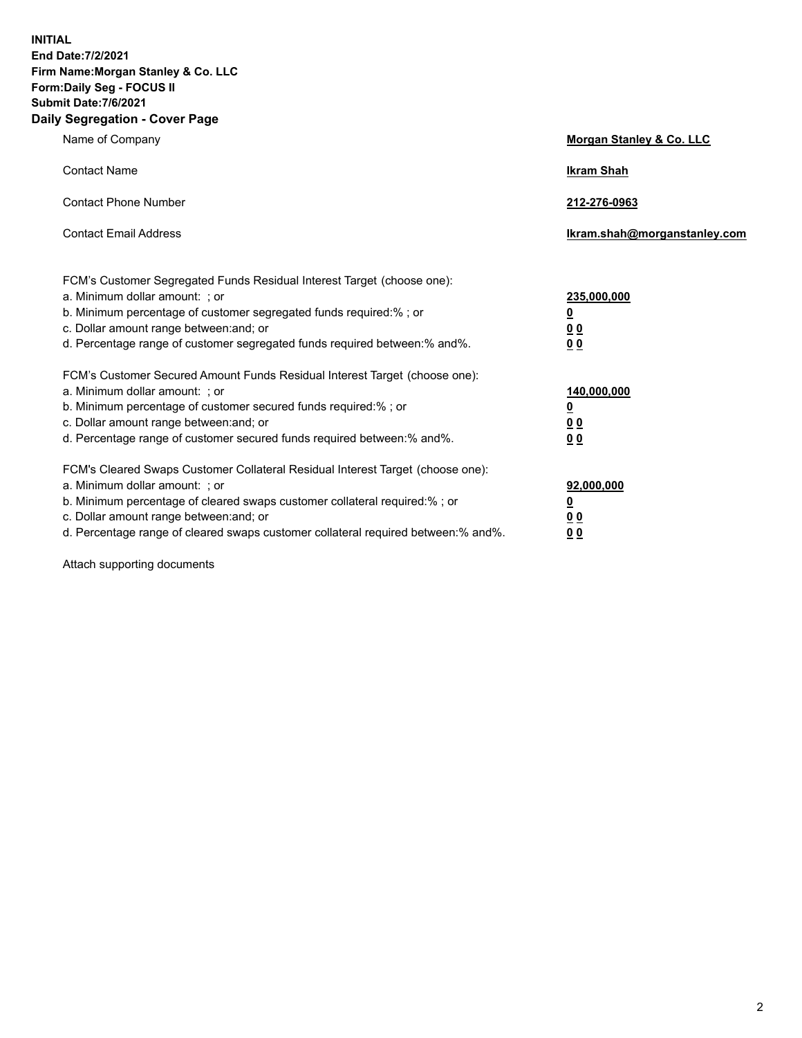**INITIAL**
**End Date:7/2/2021**
**Firm Name:Morgan Stanley & Co. LLC**
**Form:Daily Seg - FOCUS II**
**Submit Date:7/6/2021**
**Daily Segregation - Cover Page**

| | |
|---|---|
| Name of Company | **Morgan Stanley & Co. LLC** |
| Contact Name | **Ikram Shah** |
| Contact Phone Number | **212-276-0963** |
| Contact Email Address | **Ikram.shah@morganstanley.com** |

FCM's Customer Segregated Funds Residual Interest Target (choose one):

| | |
|---|---|
| a. Minimum dollar amount: ; or | **235,000,000** |
| b. Minimum percentage of customer segregated funds required:% ; or | **0** |
| c. Dollar amount range between:and; or | **0 0** |
| d. Percentage range of customer segregated funds required between:% and%. | **0 0** |

FCM's Customer Secured Amount Funds Residual Interest Target (choose one):

| | |
|---|---|
| a. Minimum dollar amount: ; or | **140,000,000** |
| b. Minimum percentage of customer secured funds required:% ; or | **0** |
| c. Dollar amount range between:and; or | **0 0** |
| d. Percentage range of customer secured funds required between:% and%. | **0 0** |

FCM's Cleared Swaps Customer Collateral Residual Interest Target (choose one):

| | |
|---|---|
| a. Minimum dollar amount: ; or | **92,000,000** |
| b. Minimum percentage of cleared swaps customer collateral required:% ; or | **0** |
| c. Dollar amount range between:and; or | **0 0** |
| d. Percentage range of cleared swaps customer collateral required between:% and%. | **0 0** |

Attach supporting documents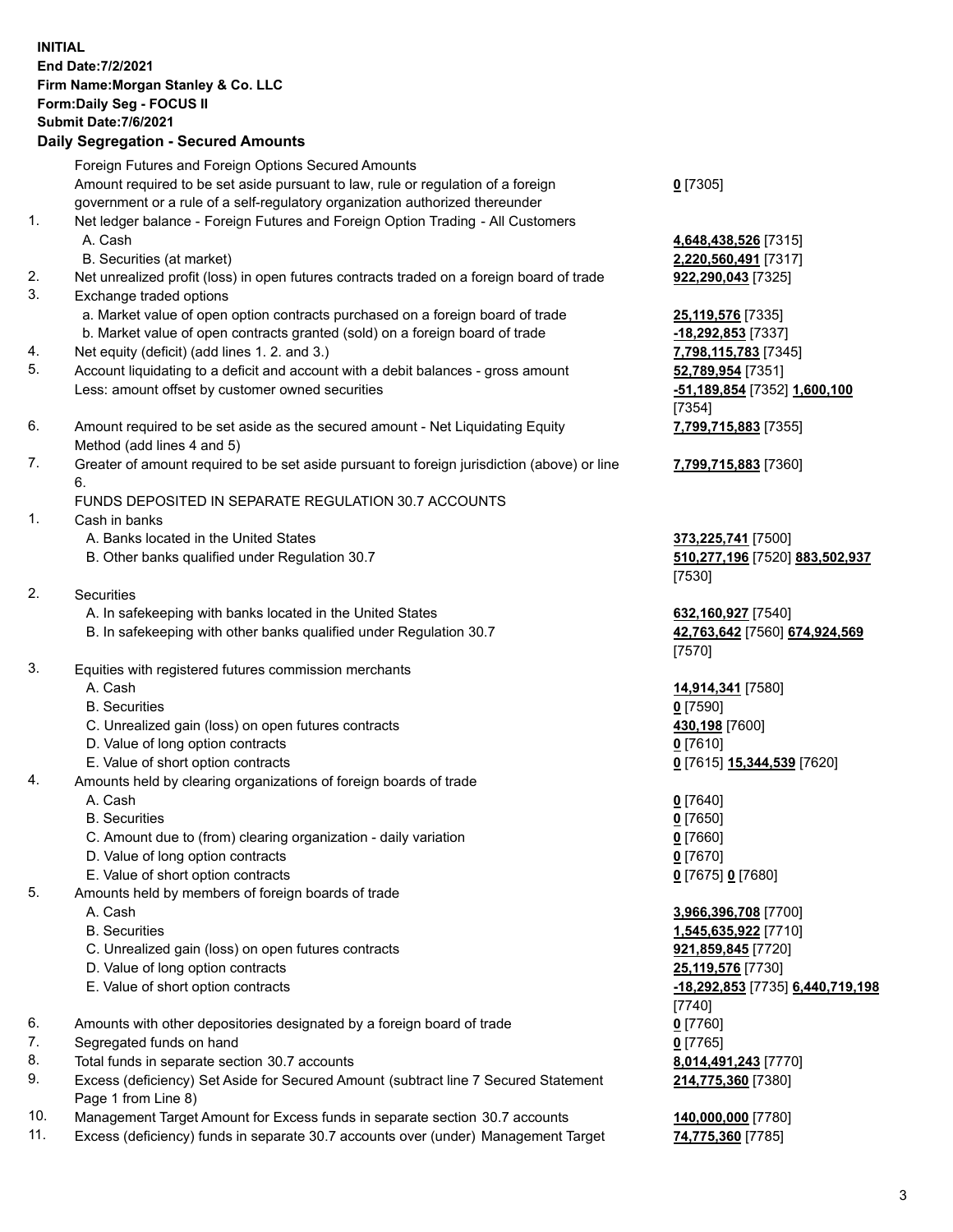**INITIAL**
**End Date:7/2/2021**
**Firm Name:Morgan Stanley & Co. LLC**
**Form:Daily Seg - FOCUS II**
**Submit Date:7/6/2021**

## Daily Segregation - Secured Amounts

| | | |
|---|---|---|
| | Foreign Futures and Foreign Options Secured Amounts | |
| | Amount required to be set aside pursuant to law, rule or regulation of a foreign government or a rule of a self-regulatory organization authorized thereunder | **0** [7305] |
| 1. | Net ledger balance - Foreign Futures and Foreign Option Trading - All Customers | |
| | A. Cash | **4,648,438,526** [7315] |
| | B. Securities (at market) | **2,220,560,491** [7317] |
| 2. | Net unrealized profit (loss) in open futures contracts traded on a foreign board of trade | **922,290,043** [7325] |
| 3. | Exchange traded options | |
| | a. Market value of open option contracts purchased on a foreign board of trade | **25,119,576** [7335] |
| | b. Market value of open contracts granted (sold) on a foreign board of trade | **-18,292,853** [7337] |
| 4. | Net equity (deficit) (add lines 1. 2. and 3.) | **7,798,115,783** [7345] |
| 5. | Account liquidating to a deficit and account with a debit balances - gross amount | **52,789,954** [7351] |
| | Less: amount offset by customer owned securities | **-51,189,854** [7352] **1,600,100** [7354] |
| 6. | Amount required to be set aside as the secured amount - Net Liquidating Equity Method (add lines 4 and 5) | **7,799,715,883** [7355] |
| 7. | Greater of amount required to be set aside pursuant to foreign jurisdiction (above) or line 6. | **7,799,715,883** [7360] |
| | FUNDS DEPOSITED IN SEPARATE REGULATION 30.7 ACCOUNTS | |
| 1. | Cash in banks | |
| | A. Banks located in the United States | **373,225,741** [7500] |
| | B. Other banks qualified under Regulation 30.7 | **510,277,196** [7520] **883,502,937** [7530] |
| 2. | Securities | |
| | A. In safekeeping with banks located in the United States | **632,160,927** [7540] |
| | B. In safekeeping with other banks qualified under Regulation 30.7 | **42,763,642** [7560] **674,924,569** [7570] |
| 3. | Equities with registered futures commission merchants | |
| | A. Cash | **14,914,341** [7580] |
| | B. Securities | **0** [7590] |
| | C. Unrealized gain (loss) on open futures contracts | **430,198** [7600] |
| | D. Value of long option contracts | **0** [7610] |
| | E. Value of short option contracts | **0** [7615] **15,344,539** [7620] |
| 4. | Amounts held by clearing organizations of foreign boards of trade | |
| | A. Cash | **0** [7640] |
| | B. Securities | **0** [7650] |
| | C. Amount due to (from) clearing organization - daily variation | **0** [7660] |
| | D. Value of long option contracts | **0** [7670] |
| | E. Value of short option contracts | **0** [7675] **0** [7680] |
| 5. | Amounts held by members of foreign boards of trade | |
| | A. Cash | **3,966,396,708** [7700] |
| | B. Securities | **1,545,635,922** [7710] |
| | C. Unrealized gain (loss) on open futures contracts | **921,859,845** [7720] |
| | D. Value of long option contracts | **25,119,576** [7730] |
| | E. Value of short option contracts | **-18,292,853** [7735] **6,440,719,198** [7740] |
| 6. | Amounts with other depositories designated by a foreign board of trade | **0** [7760] |
| 7. | Segregated funds on hand | **0** [7765] |
| 8. | Total funds in separate section 30.7 accounts | **8,014,491,243** [7770] |
| 9. | Excess (deficiency) Set Aside for Secured Amount (subtract line 7 Secured Statement Page 1 from Line 8) | **214,775,360** [7380] |
| 10. | Management Target Amount for Excess funds in separate section 30.7 accounts | **140,000,000** [7780] |
| 11. | Excess (deficiency) funds in separate 30.7 accounts over (under) Management Target | **74,775,360** [7785] |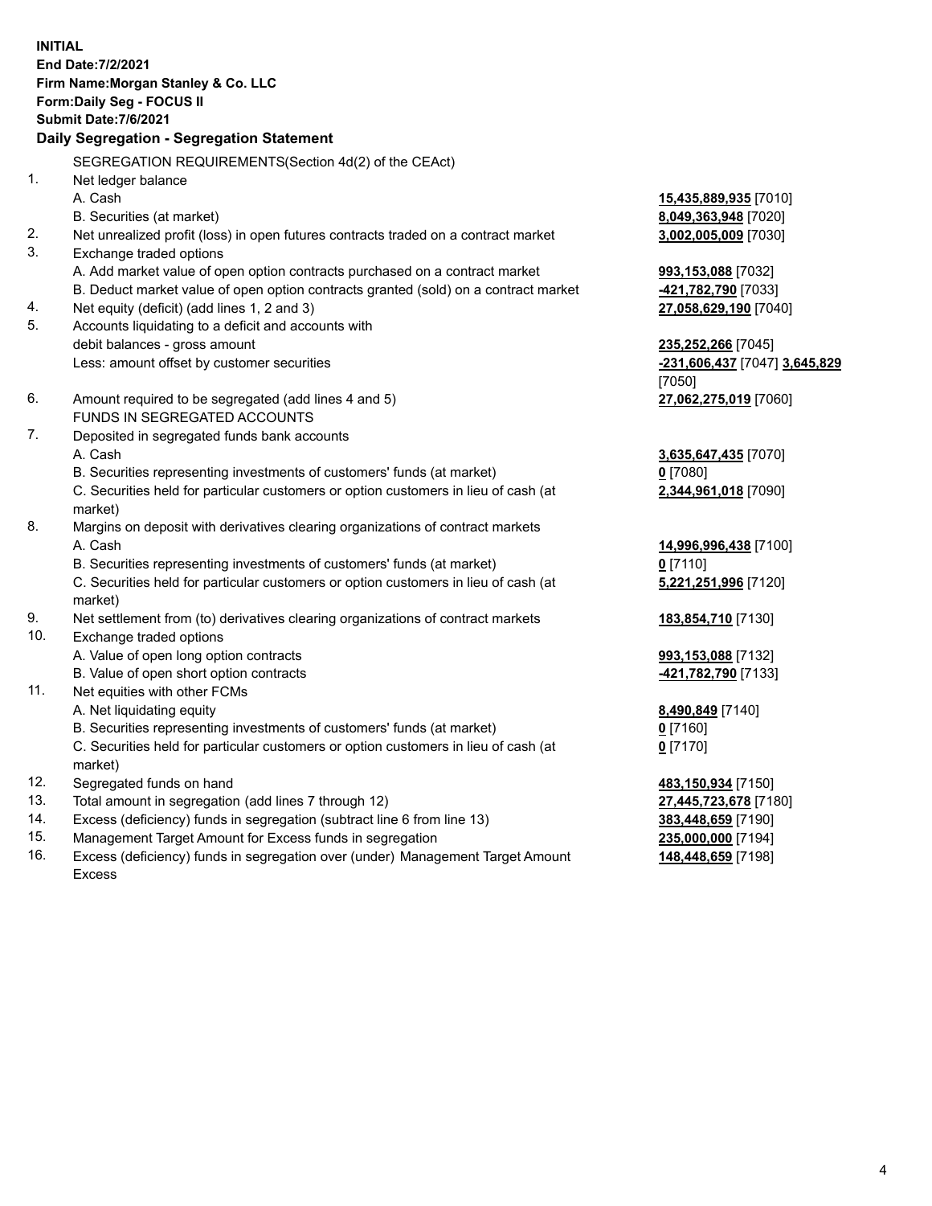**INITIAL**
**End Date:7/2/2021**
**Firm Name:Morgan Stanley & Co. LLC**
**Form:Daily Seg - FOCUS II**
**Submit Date:7/6/2021**

## Daily Segregation - Segregation Statement

SEGREGATION REQUIREMENTS(Section 4d(2) of the CEAct)

| | | |
|---|---|---|
| 1. | Net ledger balance | |
| | A. Cash | **15,435,889,935** [7010] |
| | B. Securities (at market) | **8,049,363,948** [7020] |
| 2. | Net unrealized profit (loss) in open futures contracts traded on a contract market | **3,002,005,009** [7030] |
| 3. | Exchange traded options | |
| | A. Add market value of open option contracts purchased on a contract market | **993,153,088** [7032] |
| | B. Deduct market value of open option contracts granted (sold) on a contract market | **-421,782,790** [7033] |
| 4. | Net equity (deficit) (add lines 1, 2 and 3) | **27,058,629,190** [7040] |
| 5. | Accounts liquidating to a deficit and accounts with debit balances - gross amount | **235,252,266** [7045] |
| | Less: amount offset by customer securities | **-231,606,437** [7047] **3,645,829** [7050] |
| 6. | Amount required to be segregated (add lines 4 and 5) | **27,062,275,019** [7060] |
| | FUNDS IN SEGREGATED ACCOUNTS | |
| 7. | Deposited in segregated funds bank accounts | |
| | A. Cash | **3,635,647,435** [7070] |
| | B. Securities representing investments of customers' funds (at market) | **0** [7080] |
| | C. Securities held for particular customers or option customers in lieu of cash (at market) | **2,344,961,018** [7090] |
| 8. | Margins on deposit with derivatives clearing organizations of contract markets | |
| | A. Cash | **14,996,996,438** [7100] |
| | B. Securities representing investments of customers' funds (at market) | **0** [7110] |
| | C. Securities held for particular customers or option customers in lieu of cash (at market) | **5,221,251,996** [7120] |
| 9. | Net settlement from (to) derivatives clearing organizations of contract markets | **183,854,710** [7130] |
| 10. | Exchange traded options | |
| | A. Value of open long option contracts | **993,153,088** [7132] |
| | B. Value of open short option contracts | **-421,782,790** [7133] |
| 11. | Net equities with other FCMs | |
| | A. Net liquidating equity | **8,490,849** [7140] |
| | B. Securities representing investments of customers' funds (at market) | **0** [7160] |
| | C. Securities held for particular customers or option customers in lieu of cash (at market) | **0** [7170] |
| 12. | Segregated funds on hand | **483,150,934** [7150] |
| 13. | Total amount in segregation (add lines 7 through 12) | **27,445,723,678** [7180] |
| 14. | Excess (deficiency) funds in segregation (subtract line 6 from line 13) | **383,448,659** [7190] |
| 15. | Management Target Amount for Excess funds in segregation | **235,000,000** [7194] |
| 16. | Excess (deficiency) funds in segregation over (under) Management Target Amount Excess | **148,448,659** [7198] |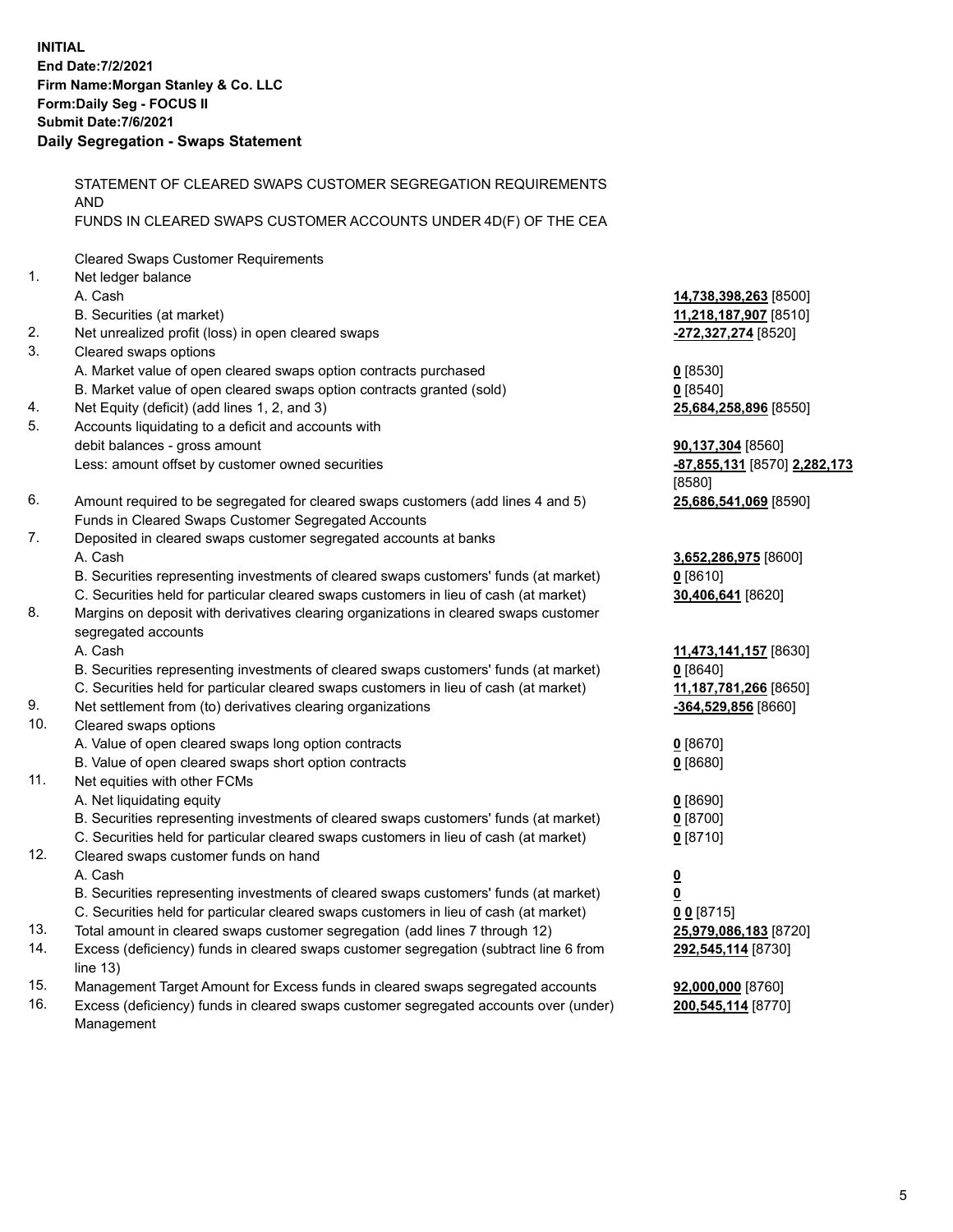**INITIAL**
**End Date:7/2/2021**
**Firm Name:Morgan Stanley & Co. LLC**
**Form:Daily Seg - FOCUS II**
**Submit Date:7/6/2021**
**Daily Segregation - Swaps Statement**

STATEMENT OF CLEARED SWAPS CUSTOMER SEGREGATION REQUIREMENTS AND FUNDS IN CLEARED SWAPS CUSTOMER ACCOUNTS UNDER 4D(F) OF THE CEA

| | | |
|---|---|---|
| | Cleared Swaps Customer Requirements | |
| 1. | Net ledger balance | |
| | A. Cash | **14,738,398,263** [8500] |
| | B. Securities (at market) | **11,218,187,907** [8510] |
| 2. | Net unrealized profit (loss) in open cleared swaps | **-272,327,274** [8520] |
| 3. | Cleared swaps options | |
| | A. Market value of open cleared swaps option contracts purchased | **0** [8530] |
| | B. Market value of open cleared swaps option contracts granted (sold) | **0** [8540] |
| 4. | Net Equity (deficit) (add lines 1, 2, and 3) | **25,684,258,896** [8550] |
| 5. | Accounts liquidating to a deficit and accounts with debit balances - gross amount | **90,137,304** [8560] |
| | Less: amount offset by customer owned securities | **-87,855,131** [8570] **2,282,173** [8580] |
| 6. | Amount required to be segregated for cleared swaps customers (add lines 4 and 5) | **25,686,541,069** [8590] |
| | Funds in Cleared Swaps Customer Segregated Accounts | |
| 7. | Deposited in cleared swaps customer segregated accounts at banks | |
| | A. Cash | **3,652,286,975** [8600] |
| | B. Securities representing investments of cleared swaps customers' funds (at market) | **0** [8610] |
| | C. Securities held for particular cleared swaps customers in lieu of cash (at market) | **30,406,641** [8620] |
| 8. | Margins on deposit with derivatives clearing organizations in cleared swaps customer segregated accounts | |
| | A. Cash | **11,473,141,157** [8630] |
| | B. Securities representing investments of cleared swaps customers' funds (at market) | **0** [8640] |
| | C. Securities held for particular cleared swaps customers in lieu of cash (at market) | **11,187,781,266** [8650] |
| 9. | Net settlement from (to) derivatives clearing organizations | **-364,529,856** [8660] |
| 10. | Cleared swaps options | |
| | A. Value of open cleared swaps long option contracts | **0** [8670] |
| | B. Value of open cleared swaps short option contracts | **0** [8680] |
| 11. | Net equities with other FCMs | |
| | A. Net liquidating equity | **0** [8690] |
| | B. Securities representing investments of cleared swaps customers' funds (at market) | **0** [8700] |
| | C. Securities held for particular cleared swaps customers in lieu of cash (at market) | **0** [8710] |
| 12. | Cleared swaps customer funds on hand | |
| | A. Cash | **0** |
| | B. Securities representing investments of cleared swaps customers' funds (at market) | **0** |
| | C. Securities held for particular cleared swaps customers in lieu of cash (at market) | **0** **0** [8715] |
| 13. | Total amount in cleared swaps customer segregation (add lines 7 through 12) | **25,979,086,183** [8720] |
| 14. | Excess (deficiency) funds in cleared swaps customer segregation (subtract line 6 from line 13) | **292,545,114** [8730] |
| 15. | Management Target Amount for Excess funds in cleared swaps segregated accounts | **92,000,000** [8760] |
| 16. | Excess (deficiency) funds in cleared swaps customer segregated accounts over (under) Management | **200,545,114** [8770] |